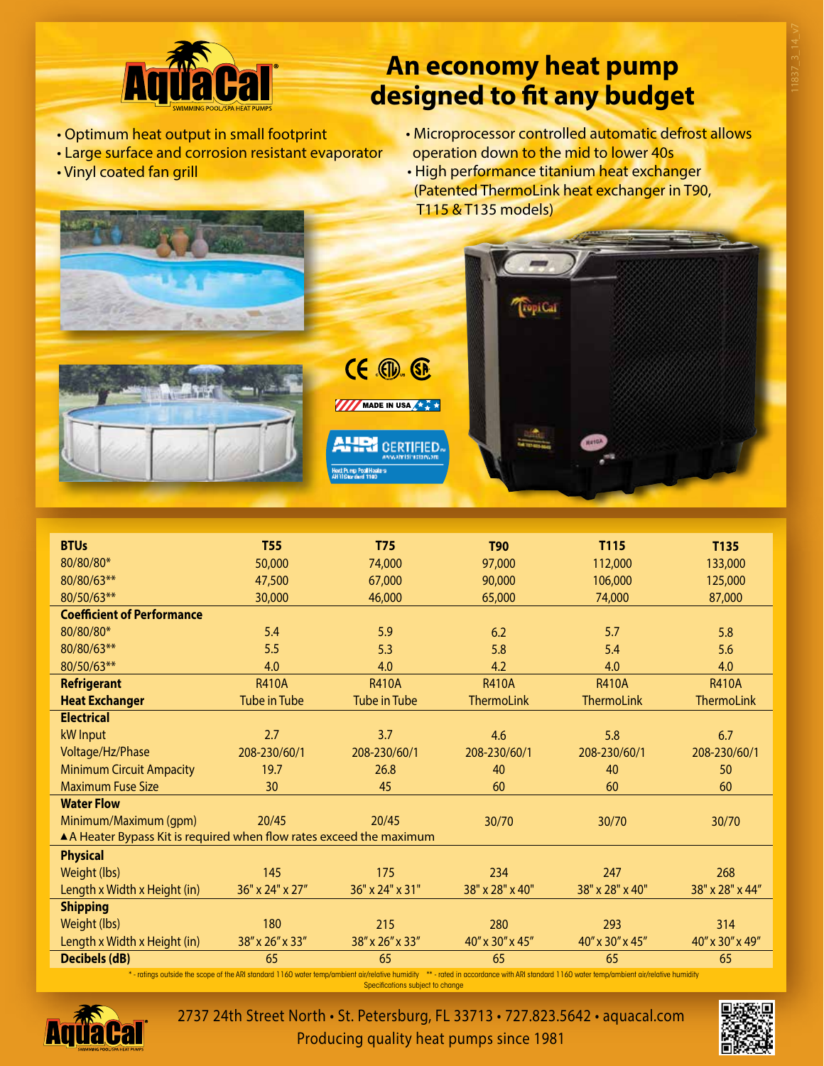# An economy heat pump designed to fit any budget

- Optimum heat output in small footprint
- Large surface and corrosion resistant evaporator
- Vinyl coated fan grill
- Microprocessor controlled automatic defrost allows operation down to the mid to lower 40s
- High performance titanium heat exchanger (Patented ThermoLink heat exchanger in T90, T115 & T135 models)

MADE IN USA

AHRI CERTIFIED

| **BTUs** | **T55** | **T75** | **T90** | **T115** | **T135** |
|---|---|---|---|---|---|
| 80/80/80* | 50,000 | 74,000 | 97,000 | 112,000 | 133,000 |
| 80/80/63** | 47,500 | 67,000 | 90,000 | 106,000 | 125,000 |
| 80/50/63** | 30,000 | 46,000 | 65,000 | 74,000 | 87,000 |
| **Coefficient of Performance** | | | | | |
| 80/80/80* | 5.4 | 5.9 | 6.2 | 5.7 | 5.8 |
| 80/80/63** | 5.5 | 5.3 | 5.8 | 5.4 | 5.6 |
| 80/50/63** | 4.0 | 4.0 | 4.2 | 4.0 | 4.0 |
| **Refrigerant** | R410A | R410A | R410A | R410A | R410A |
| **Heat Exchanger** | Tube in Tube | Tube in Tube | ThermoLink | ThermoLink | ThermoLink |
| **Electrical** | | | | | |
| kW Input | 2.7 | 3.7 | 4.6 | 5.8 | 6.7 |
| Voltage/Hz/Phase | 208-230/60/1 | 208-230/60/1 | 208-230/60/1 | 208-230/60/1 | 208-230/60/1 |
| Minimum Circuit Ampacity | 19.7 | 26.8 | 40 | 40 | 50 |
| Maximum Fuse Size | 30 | 45 | 60 | 60 | 60 |
| **Water Flow** | | | | | |
| Minimum/Maximum (gpm) | 20/45 | 20/45 | 30/70 | 30/70 | 30/70 |
| ▲A Heater Bypass Kit is required when flow rates exceed the maximum | | | | | |
| **Physical** | | | | | |
| Weight (lbs) | 145 | 175 | 234 | 247 | 268 |
| Length x Width x Height (in) | 36" x 24" x 27" | 36" x 24" x 31" | 38" x 28" x 40" | 38" x 28" x 40" | 38" x 28" x 44" |
| **Shipping** | | | | | |
| Weight (lbs) | 180 | 215 | 280 | 293 | 314 |
| Length x Width x Height (in) | 38" x 26" x 33" | 38" x 26" x 33" | 40" x 30" x 45" | 40" x 30" x 45" | 40" x 30" x 49" |
| **Decibels (dB)** | 65 | 65 | 65 | 65 | 65 |

* - ratings outside the scope of the ARI standard 1160 water temp/ambient air/relative humidity ** - rated in accordance with ARI standard 1160 water temp/ambient air/relative humidity

Specifications subject to change

2737 24th Street North • St. Petersburg, FL 33713 • 727.823.5642 • aquacal.com

Producing quality heat pumps since 1981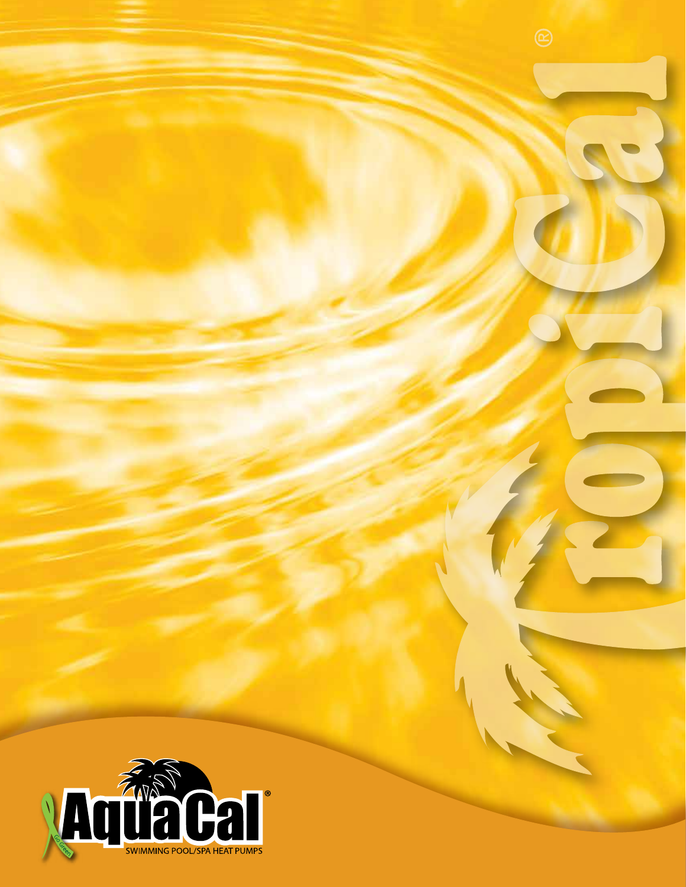TropiCal®

AquaCal®

SWIMMING POOL/SPA HEAT PUMPS

Go Green